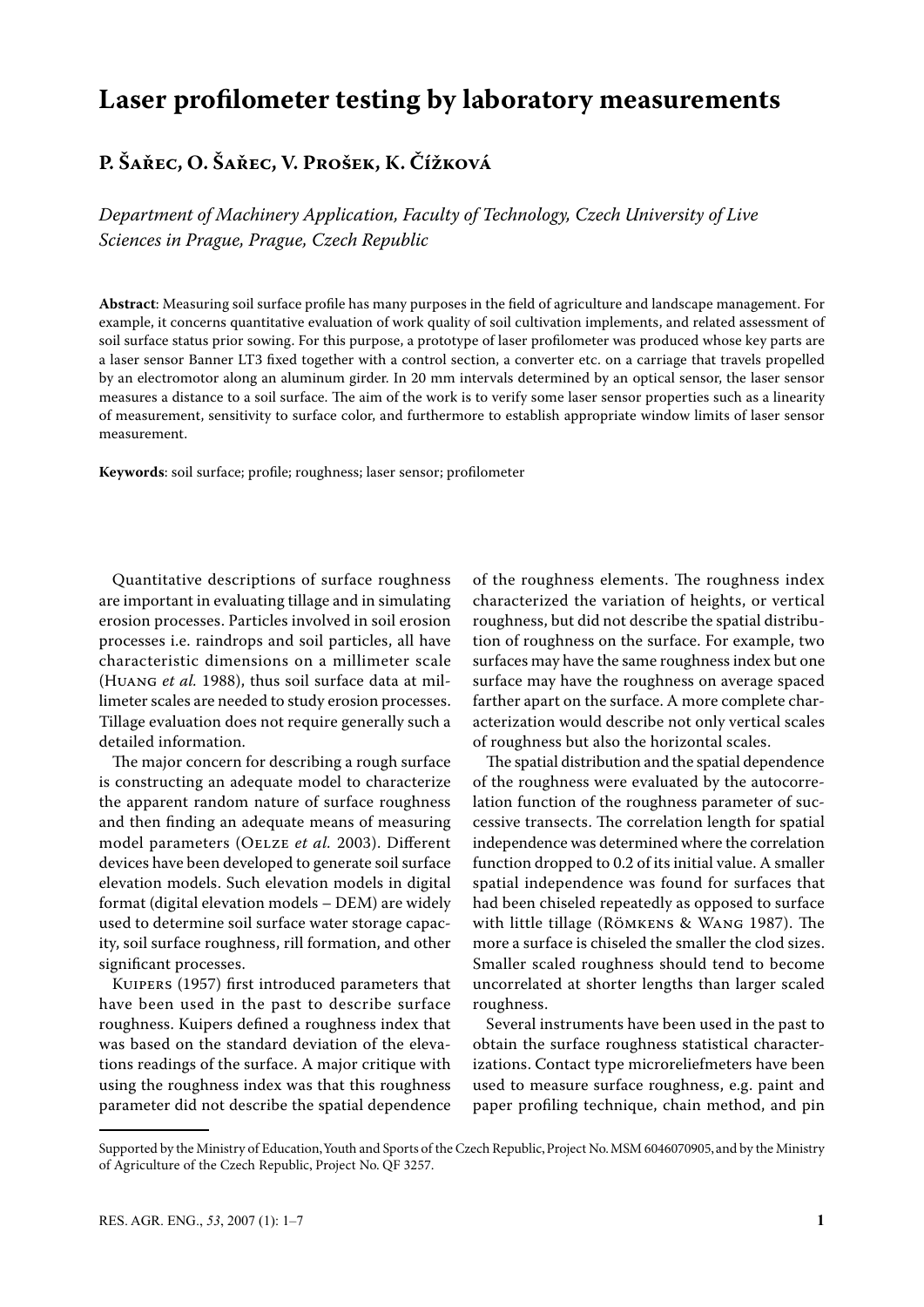# Laser profilometer testing by laboratory measurements

**P. Šařec, O. Šařec, V. Prošek, K. Čížková**

*Department of Machinery Application, Faculty of Technology, Czech University of Live Sciences in Prague, Prague, Czech Republic*

**Abstract**: Measuring soil surface profile has many purposes in the field of agriculture and landscape management. For example, it concerns quantitative evaluation of work quality of soil cultivation implements, and related assessment of soil surface status prior sowing. For this purpose, a prototype of laser profilometer was produced whose key parts are a laser sensor Banner LT3 fixed together with a control section, a converter etc. on a carriage that travels propelled by an electromotor along an aluminum girder. In 20 mm intervals determined by an optical sensor, the laser sensor measures a distance to a soil surface. The aim of the work is to verify some laser sensor properties such as a linearity of measurement, sensitivity to surface color, and furthermore to establish appropriate window limits of laser sensor measurement.

**Keywords**: soil surface; profile; roughness; laser sensor; profilometer

Quantitative descriptions of surface roughness are important in evaluating tillage and in simulating erosion processes. Particles involved in soil erosion processes i.e. raindrops and soil particles, all have characteristic dimensions on a millimeter scale (Huang *et al.* 1988), thus soil surface data at millimeter scales are needed to study erosion processes. Tillage evaluation does not require generally such a detailed information.

The major concern for describing a rough surface is constructing an adequate model to characterize the apparent random nature of surface roughness and then finding an adequate means of measuring model parameters (Oelze *et al.* 2003). Different devices have been developed to generate soil surface elevation models. Such elevation models in digital format (digital elevation models – DEM) are widely used to determine soil surface water storage capacity, soil surface roughness, rill formation, and other significant processes.

Kuipers (1957) first introduced parameters that have been used in the past to describe surface roughness. Kuipers defined a roughness index that was based on the standard deviation of the elevations readings of the surface. A major critique with using the roughness index was that this roughness parameter did not describe the spatial dependence of the roughness elements. The roughness index characterized the variation of heights, or vertical roughness, but did not describe the spatial distribution of roughness on the surface. For example, two surfaces may have the same roughness index but one surface may have the roughness on average spaced farther apart on the surface. A more complete characterization would describe not only vertical scales of roughness but also the horizontal scales.

The spatial distribution and the spatial dependence of the roughness were evaluated by the autocorrelation function of the roughness parameter of successive transects. The correlation length for spatial independence was determined where the correlation function dropped to 0.2 of its initial value. A smaller spatial independence was found for surfaces that had been chiseled repeatedly as opposed to surface with little tillage (Römkens & Wang 1987). The more a surface is chiseled the smaller the clod sizes. Smaller scaled roughness should tend to become uncorrelated at shorter lengths than larger scaled roughness.

Several instruments have been used in the past to obtain the surface roughness statistical characterizations. Contact type microreliefmeters have been used to measure surface roughness, e.g. paint and paper profiling technique, chain method, and pin

Supported by the Ministry of Education, Youth and Sports of the Czech Republic, Project No. MSM 6046070905, and by the Ministry of Agriculture of the Czech Republic, Project No. QF 3257.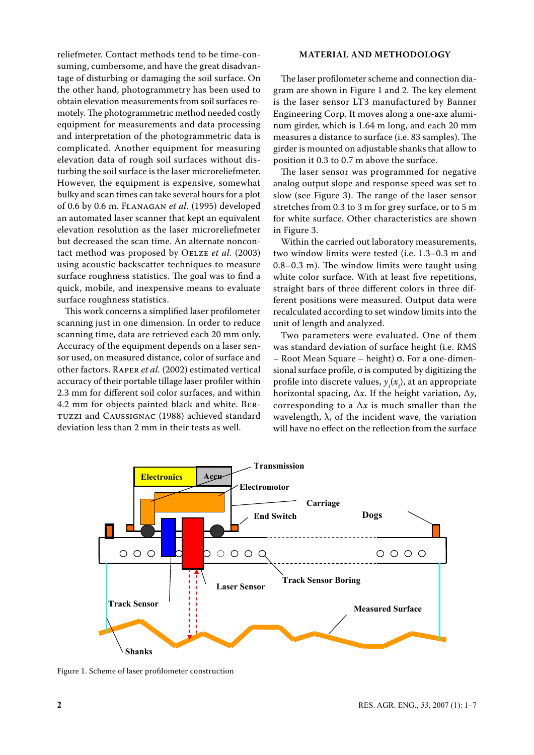reliefmeter. Contact methods tend to be time-consuming, cumbersome, and have the great disadvantage of disturbing or damaging the soil surface. On the other hand, photogrammetry has been used to obtain elevation measurements from soil surfaces remotely. The photogrammetric method needed costly equipment for measurements and data processing and interpretation of the photogrammetric data is complicated. Another equipment for measuring elevation data of rough soil surfaces without disturbing the soil surface is the laser microreliefmeter. However, the equipment is expensive, somewhat bulky and scan times can take several hours for a plot of 0.6 by 0.6 m. Flanagan *et al.* (1995) developed an automated laser scanner that kept an equivalent elevation resolution as the laser microreliefmeter but decreased the scan time. An alternate noncontact method was proposed by Oelze *et al.* (2003) using acoustic backscatter techniques to measure surface roughness statistics. The goal was to find a quick, mobile, and inexpensive means to evaluate surface roughness statistics.

This work concerns a simplified laser profilometer scanning just in one dimension. In order to reduce scanning time, data are retrieved each 20 mm only. Accuracy of the equipment depends on a laser sensor used, on measured distance, color of surface and other factors. Raper *et al.* (2002) estimated vertical accuracy of their portable tillage laser profiler within 2.3 mm for different soil color surfaces, and within 4.2 mm for objects painted black and white. Bertuzzi and Caussignac (1988) achieved standard deviation less than 2 mm in their tests as well.

## MATERIAL AND METHODOLOGY

The laser profilometer scheme and connection diagram are shown in Figure 1 and 2. The key element is the laser sensor LT3 manufactured by Banner Engineering Corp. It moves along a one-axe aluminum girder, which is 1.64 m long, and each 20 mm measures a distance to surface (i.e. 83 samples). The girder is mounted on adjustable shanks that allow to position it 0.3 to 0.7 m above the surface.

The laser sensor was programmed for negative analog output slope and response speed was set to slow (see Figure 3). The range of the laser sensor stretches from 0.3 to 3 m for grey surface, or to 5 m for white surface. Other characteristics are shown in Figure 3.

Within the carried out laboratory measurements, two window limits were tested (i.e. 1.3–0.3 m and 0.8–0.3 m). The window limits were taught using white color surface. With at least five repetitions, straight bars of three different colors in three different positions were measured. Output data were recalculated according to set window limits into the unit of length and analyzed.

Two parameters were evaluated. One of them was standard deviation of surface height (i.e. RMS – Root Mean Square – height) σ. For a one-dimensional surface profile, σ is computed by digitizing the profile into discrete values, $y_i(x_i)$, at an appropriate horizontal spacing, $\Delta x$. If the height variation, $\Delta y$, corresponding to a $\Delta x$ is much smaller than the wavelength, λ, of the incident wave, the variation will have no effect on the reflection from the surface

Figure 1. Scheme of laser profilometer construction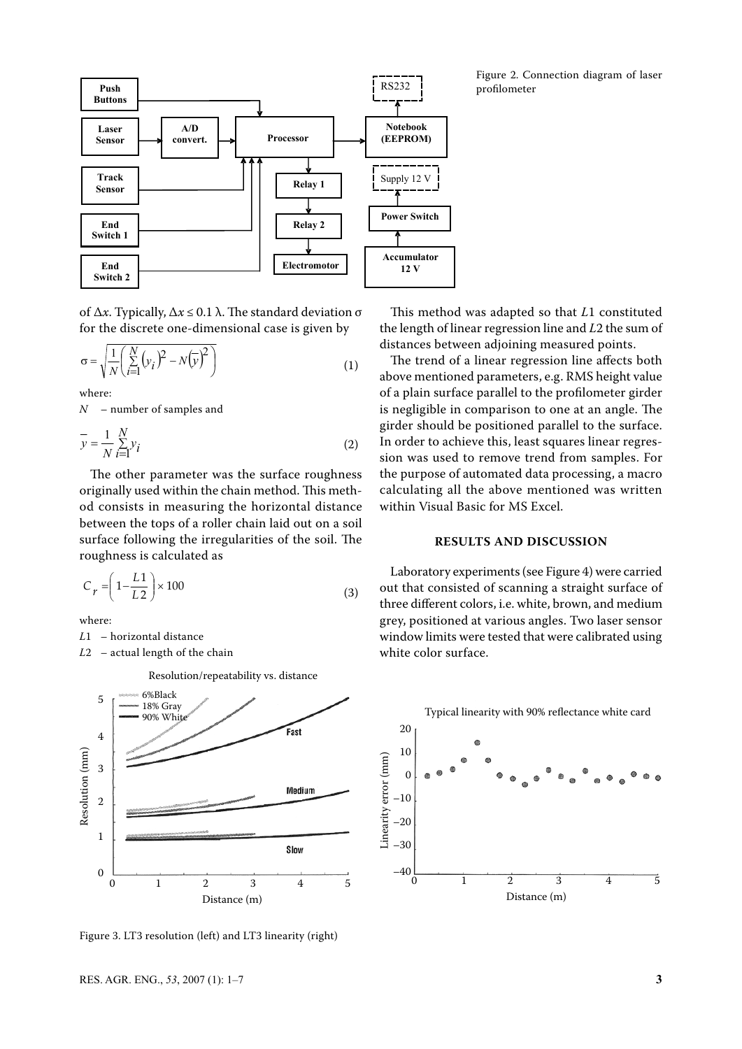Figure 2. Connection diagram of laser profilometer

of $\Delta x$. Typically, $\Delta x \leq 0.1\ \lambda$. The standard deviation $\sigma$ for the discrete one-dimensional case is given by

$$\sigma = \sqrt{\frac{1}{N}\left(\sum_{i=1}^{N}(y_i)^2 - N(\bar{y})^2\right)} \quad (1)$$

where:

$N$ – number of samples and

$$\bar{y} = \frac{1}{N}\sum_{i=1}^{N} y_i \quad (2)$$

The other parameter was the surface roughness originally used within the chain method. This method consists in measuring the horizontal distance between the tops of a roller chain laid out on a soil surface following the irregularities of the soil. The roughness is calculated as

$$C_r = \left(1 - \frac{L1}{L2}\right) \times 100 \quad (3)$$

where:

$L1$ – horizontal distance

$L2$ – actual length of the chain

This method was adapted so that $L1$ constituted the length of linear regression line and $L2$ the sum of distances between adjoining measured points.

The trend of a linear regression line affects both above mentioned parameters, e.g. RMS height value of a plain surface parallel to the profilometer girder is negligible in comparison to one at an angle. The girder should be positioned parallel to the surface. In order to achieve this, least squares linear regression was used to remove trend from samples. For the purpose of automated data processing, a macro calculating all the above mentioned was written within Visual Basic for MS Excel.

## RESULTS AND DISCUSSION

Laboratory experiments (see Figure 4) were carried out that consisted of scanning a straight surface of three different colors, i.e. white, brown, and medium grey, positioned at various angles. Two laser sensor window limits were tested that were calibrated using white color surface.

Figure 3. LT3 resolution (left) and LT3 linearity (right)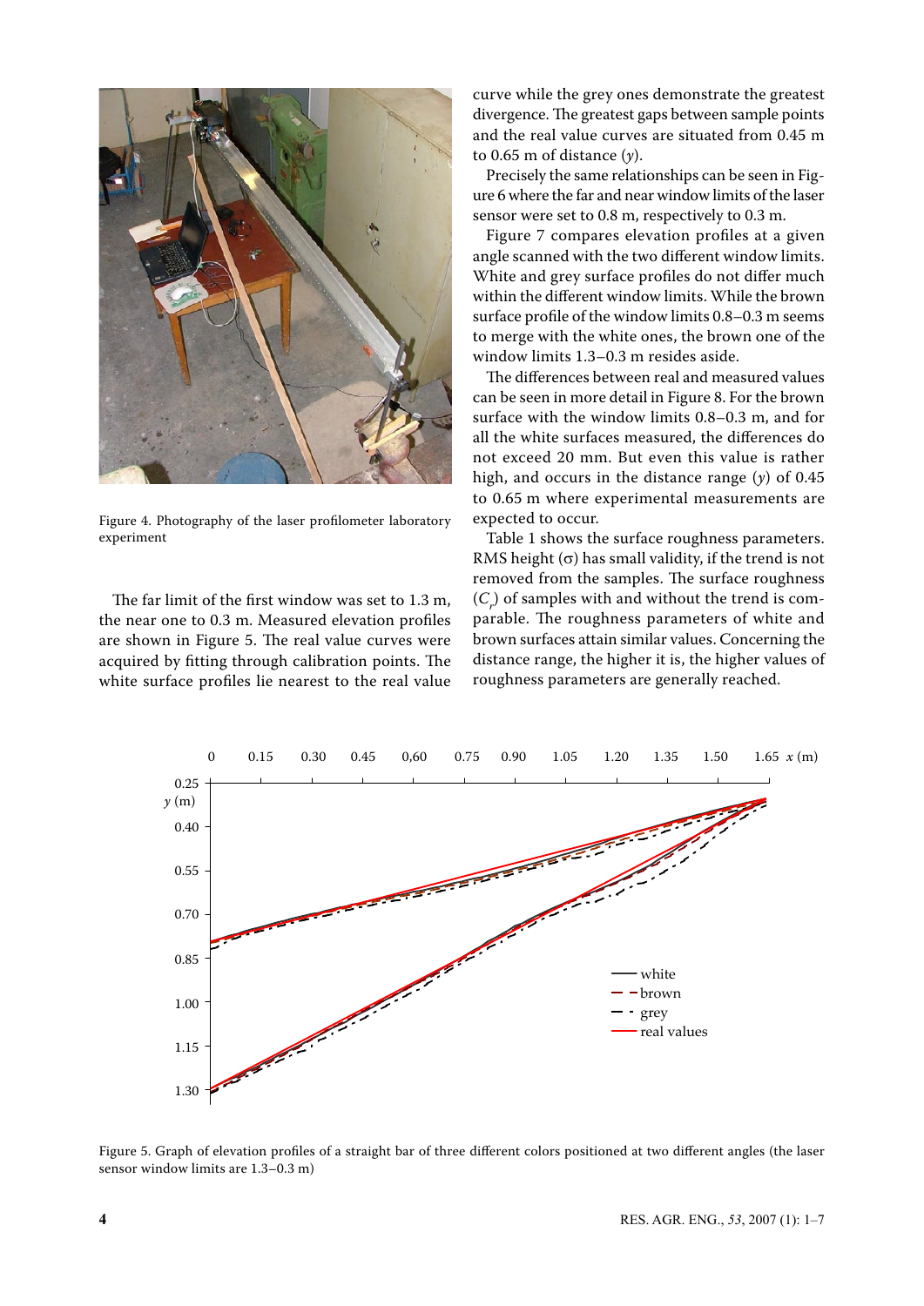Figure 4. Photography of the laser profilometer laboratory experiment

The far limit of the first window was set to 1.3 m, the near one to 0.3 m. Measured elevation profiles are shown in Figure 5. The real value curves were acquired by fitting through calibration points. The white surface profiles lie nearest to the real value curve while the grey ones demonstrate the greatest divergence. The greatest gaps between sample points and the real value curves are situated from 0.45 m to 0.65 m of distance ($y$).

Precisely the same relationships can be seen in Figure 6 where the far and near window limits of the laser sensor were set to 0.8 m, respectively to 0.3 m.

Figure 7 compares elevation profiles at a given angle scanned with the two different window limits. White and grey surface profiles do not differ much within the different window limits. While the brown surface profile of the window limits 0.8–0.3 m seems to merge with the white ones, the brown one of the window limits 1.3–0.3 m resides aside.

The differences between real and measured values can be seen in more detail in Figure 8. For the brown surface with the window limits 0.8–0.3 m, and for all the white surfaces measured, the differences do not exceed 20 mm. But even this value is rather high, and occurs in the distance range ($y$) of 0.45 to 0.65 m where experimental measurements are expected to occur.

Table 1 shows the surface roughness parameters. RMS height ($\sigma$) has small validity, if the trend is not removed from the samples. The surface roughness ($C_r$) of samples with and without the trend is comparable. The roughness parameters of white and brown surfaces attain similar values. Concerning the distance range, the higher it is, the higher values of roughness parameters are generally reached.

Figure 5. Graph of elevation profiles of a straight bar of three different colors positioned at two different angles (the laser sensor window limits are 1.3–0.3 m)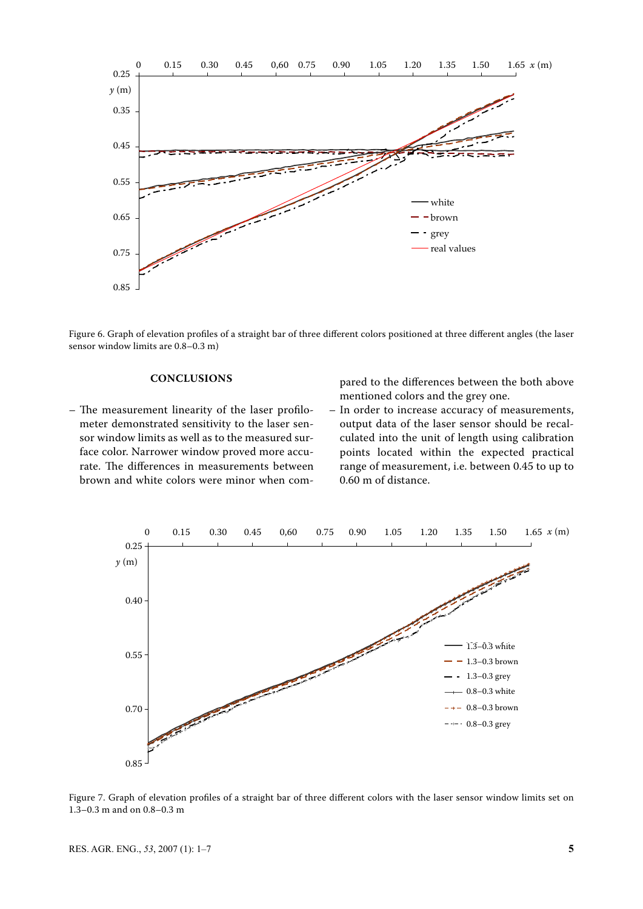Figure 6. Graph of elevation profiles of a straight bar of three different colors positioned at three different angles (the laser sensor window limits are 0.8–0.3 m)

## CONCLUSIONS

– The measurement linearity of the laser profilometer demonstrated sensitivity to the laser sensor window limits as well as to the measured surface color. Narrower window proved more accurate. The differences in measurements between brown and white colors were minor when compared to the differences between the both above mentioned colors and the grey one.

– In order to increase accuracy of measurements, output data of the laser sensor should be recalculated into the unit of length using calibration points located within the expected practical range of measurement, i.e. between 0.45 to up to 0.60 m of distance.

Figure 7. Graph of elevation profiles of a straight bar of three different colors with the laser sensor window limits set on 1.3–0.3 m and on 0.8–0.3 m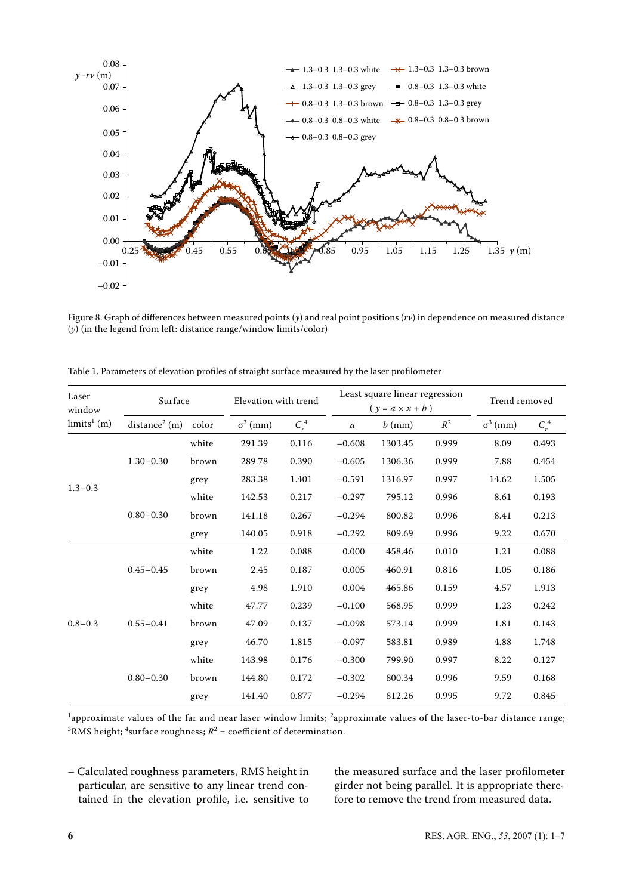Figure 8. Graph of differences between measured points ($y$) and real point positions ($rv$) in dependence on measured distance ($y$) (in the legend from left: distance range/window limits/color)

Table 1. Parameters of elevation profiles of straight surface measured by the laser profilometer

| Laser window limits[1] (m) | Surface | | Elevation with trend | | Least square linear regression ($y = a \times x + b$) | | | Trend removed | |
|---|---|---|---|---|---|---|---|---|---|
| | distance[2] (m) | color | $\sigma^3$ (mm) | $C_r^4$ | $a$ | $b$ (mm) | $R^2$ | $\sigma^3$ (mm) | $C_r^4$ |
| 1.3–0.3 | 1.30–0.30 | white | 291.39 | 0.116 | −0.608 | 1303.45 | 0.999 | 8.09 | 0.493 |
| | | brown | 289.78 | 0.390 | −0.605 | 1306.36 | 0.999 | 7.88 | 0.454 |
| | | grey | 283.38 | 1.401 | −0.591 | 1316.97 | 0.997 | 14.62 | 1.505 |
| | 0.80–0.30 | white | 142.53 | 0.217 | −0.297 | 795.12 | 0.996 | 8.61 | 0.193 |
| | | brown | 141.18 | 0.267 | −0.294 | 800.82 | 0.996 | 8.41 | 0.213 |
| | | grey | 140.05 | 0.918 | −0.292 | 809.69 | 0.996 | 9.22 | 0.670 |
| 0.8–0.3 | 0.45–0.45 | white | 1.22 | 0.088 | 0.000 | 458.46 | 0.010 | 1.21 | 0.088 |
| | | brown | 2.45 | 0.187 | 0.005 | 460.91 | 0.816 | 1.05 | 0.186 |
| | | grey | 4.98 | 1.910 | 0.004 | 465.86 | 0.159 | 4.57 | 1.913 |
| | 0.55–0.41 | white | 47.77 | 0.239 | −0.100 | 568.95 | 0.999 | 1.23 | 0.242 |
| | | brown | 47.09 | 0.137 | −0.098 | 573.14 | 0.999 | 1.81 | 0.143 |
| | | grey | 46.70 | 1.815 | −0.097 | 583.81 | 0.989 | 4.88 | 1.748 |
| | 0.80–0.30 | white | 143.98 | 0.176 | −0.300 | 799.90 | 0.997 | 8.22 | 0.127 |
| | | brown | 144.80 | 0.172 | −0.302 | 800.34 | 0.996 | 9.59 | 0.168 |
| | | grey | 141.40 | 0.877 | −0.294 | 812.26 | 0.995 | 9.72 | 0.845 |

[1]approximate values of the far and near laser window limits; [2]approximate values of the laser-to-bar distance range; [3]RMS height; [4]surface roughness; $R^2$ = coefficient of determination.

– Calculated roughness parameters, RMS height in particular, are sensitive to any linear trend contained in the elevation profile, i.e. sensitive to the measured surface and the laser profilometer girder not being parallel. It is appropriate therefore to remove the trend from measured data.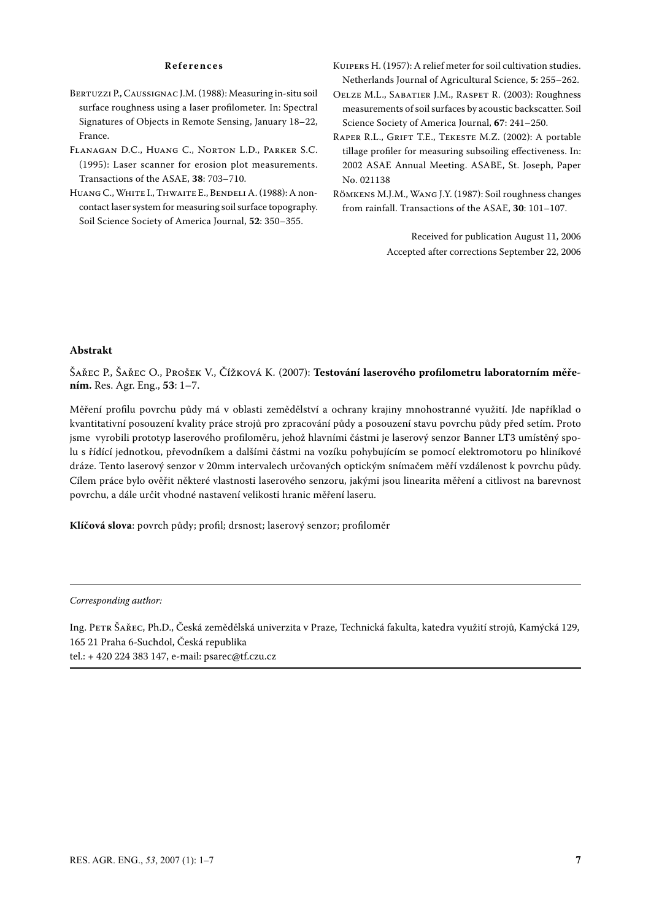### References

Bertuzzi P., Caussignac J.M. (1988): Measuring in-situ soil surface roughness using a laser profilometer. In: Spectral Signatures of Objects in Remote Sensing, January 18–22, France.

Flanagan D.C., Huang C., Norton L.D., Parker S.C. (1995): Laser scanner for erosion plot measurements. Transactions of the ASAE, **38**: 703–710.

Huang C., White I., Thwaite E., Bendeli A. (1988): A non-contact laser system for measuring soil surface topography. Soil Science Society of America Journal, **52**: 350–355.

Kuipers H. (1957): A relief meter for soil cultivation studies. Netherlands Journal of Agricultural Science, **5**: 255–262.

Oelze M.L., Sabatier J.M., Raspet R. (2003): Roughness measurements of soil surfaces by acoustic backscatter. Soil Science Society of America Journal, **67**: 241–250.

Raper R.L., Grift T.E., Tekeste M.Z. (2002): A portable tillage profiler for measuring subsoiling effectiveness. In: 2002 ASAE Annual Meeting. ASABE, St. Joseph, Paper No. 021138

Römkens M.J.M., Wang J.Y. (1987): Soil roughness changes from rainfall. Transactions of the ASAE, **30**: 101–107.

Received for publication August 11, 2006
Accepted after corrections September 22, 2006

### Abstrakt

Šařec P., Šařec O., Prošek V., Čížková K. (2007): **Testování laserového profilometru laboratorním měřením.** Res. Agr. Eng., **53**: 1–7.

Měření profilu povrchu půdy má v oblasti zemědělství a ochrany krajiny mnohostranné využití. Jde například o kvantitativní posouzení kvality práce strojů pro zpracování půdy a posouzení stavu povrchu půdy před setím. Proto jsme vyrobili prototyp laserového profiloměru, jehož hlavními částmi je laserový senzor Banner LT3 umístěný spolu s řídící jednotkou, převodníkem a dalšími částmi na vozíku pohybujícím se pomocí elektromotoru po hliníkové dráze. Tento laserový senzor v 20mm intervalech určovaných optickým snímačem měří vzdálenost k povrchu půdy. Cílem práce bylo ověřit některé vlastnosti laserového senzoru, jakými jsou linearita měření a citlivost na barevnost povrchu, a dále určit vhodné nastavení velikosti hranic měření laseru.

**Klíčová slova**: povrch půdy; profil; drsnost; laserový senzor; profiloměr

---

*Corresponding author:*

Ing. Petr Šařec, Ph.D., Česká zemědělská univerzita v Praze, Technická fakulta, katedra využití strojů, Kamýcká 129, 165 21 Praha 6-Suchdol, Česká republika
tel.: + 420 224 383 147, e-mail: psarec@tf.czu.cz